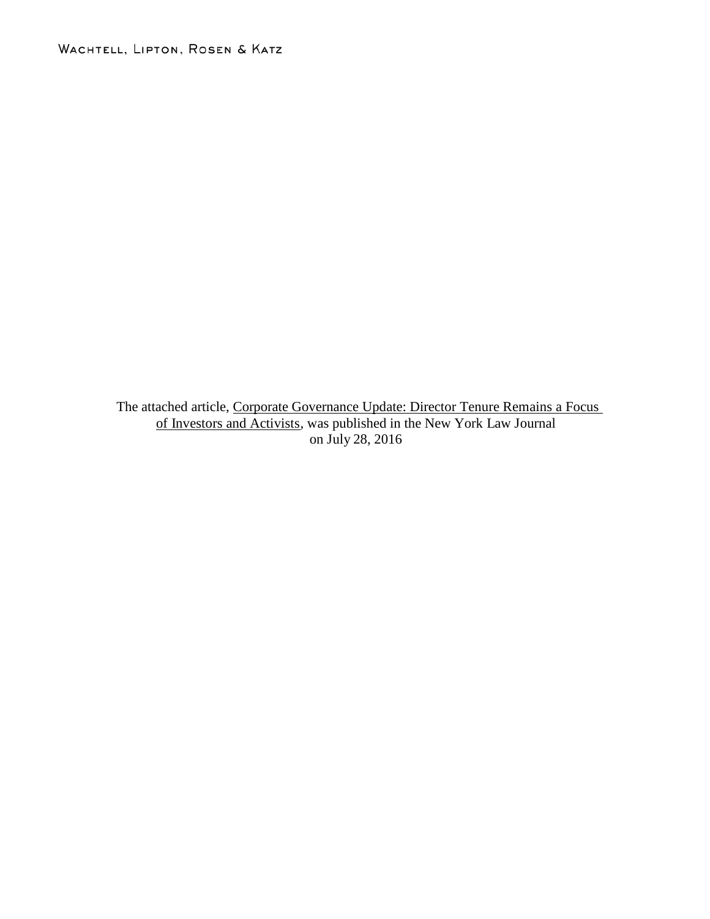Wachtell, Lipton, Rosen & Katz

The attached article, Corporate Governance Update: Director Tenure Remains a Focus of Investors and Activists, was published in the New York Law Journal on July 28, 2016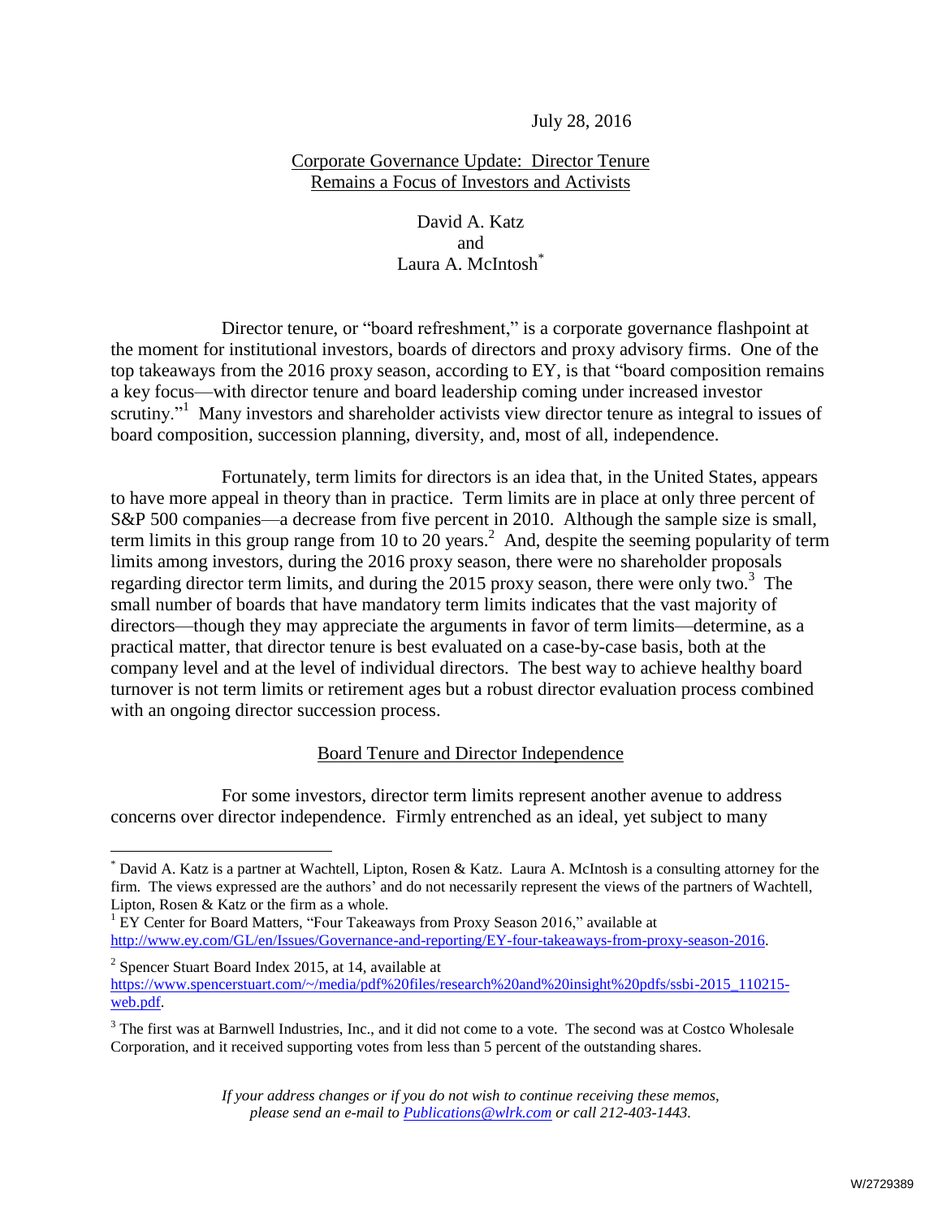July 28, 2016

Corporate Governance Update: Director Tenure Remains a Focus of Investors and Activists

David A. Katz
and
Laura A. McIntosh*

Director tenure, or "board refreshment," is a corporate governance flashpoint at the moment for institutional investors, boards of directors and proxy advisory firms. One of the top takeaways from the 2016 proxy season, according to EY, is that "board composition remains a key focus—with director tenure and board leadership coming under increased investor scrutiny."[1] Many investors and shareholder activists view director tenure as integral to issues of board composition, succession planning, diversity, and, most of all, independence.

Fortunately, term limits for directors is an idea that, in the United States, appears to have more appeal in theory than in practice. Term limits are in place at only three percent of S&P 500 companies—a decrease from five percent in 2010. Although the sample size is small, term limits in this group range from 10 to 20 years.[2] And, despite the seeming popularity of term limits among investors, during the 2016 proxy season, there were no shareholder proposals regarding director term limits, and during the 2015 proxy season, there were only two.[3] The small number of boards that have mandatory term limits indicates that the vast majority of directors—though they may appreciate the arguments in favor of term limits—determine, as a practical matter, that director tenure is best evaluated on a case-by-case basis, both at the company level and at the level of individual directors. The best way to achieve healthy board turnover is not term limits or retirement ages but a robust director evaluation process combined with an ongoing director succession process.

## Board Tenure and Director Independence

For some investors, director term limits represent another avenue to address concerns over director independence. Firmly entrenched as an ideal, yet subject to many

---

* David A. Katz is a partner at Wachtell, Lipton, Rosen & Katz. Laura A. McIntosh is a consulting attorney for the firm. The views expressed are the authors' and do not necessarily represent the views of the partners of Wachtell, Lipton, Rosen & Katz or the firm as a whole.

[1] EY Center for Board Matters, "Four Takeaways from Proxy Season 2016," available at http://www.ey.com/GL/en/Issues/Governance-and-reporting/EY-four-takeaways-from-proxy-season-2016.

[2] Spencer Stuart Board Index 2015, at 14, available at https://www.spencerstuart.com/~/media/pdf%20files/research%20and%20insight%20pdfs/ssbi-2015_110215-web.pdf.

[3] The first was at Barnwell Industries, Inc., and it did not come to a vote. The second was at Costco Wholesale Corporation, and it received supporting votes from less than 5 percent of the outstanding shares.

*If your address changes or if you do not wish to continue receiving these memos, please send an e-mail to Publications@wlrk.com or call 212-403-1443.*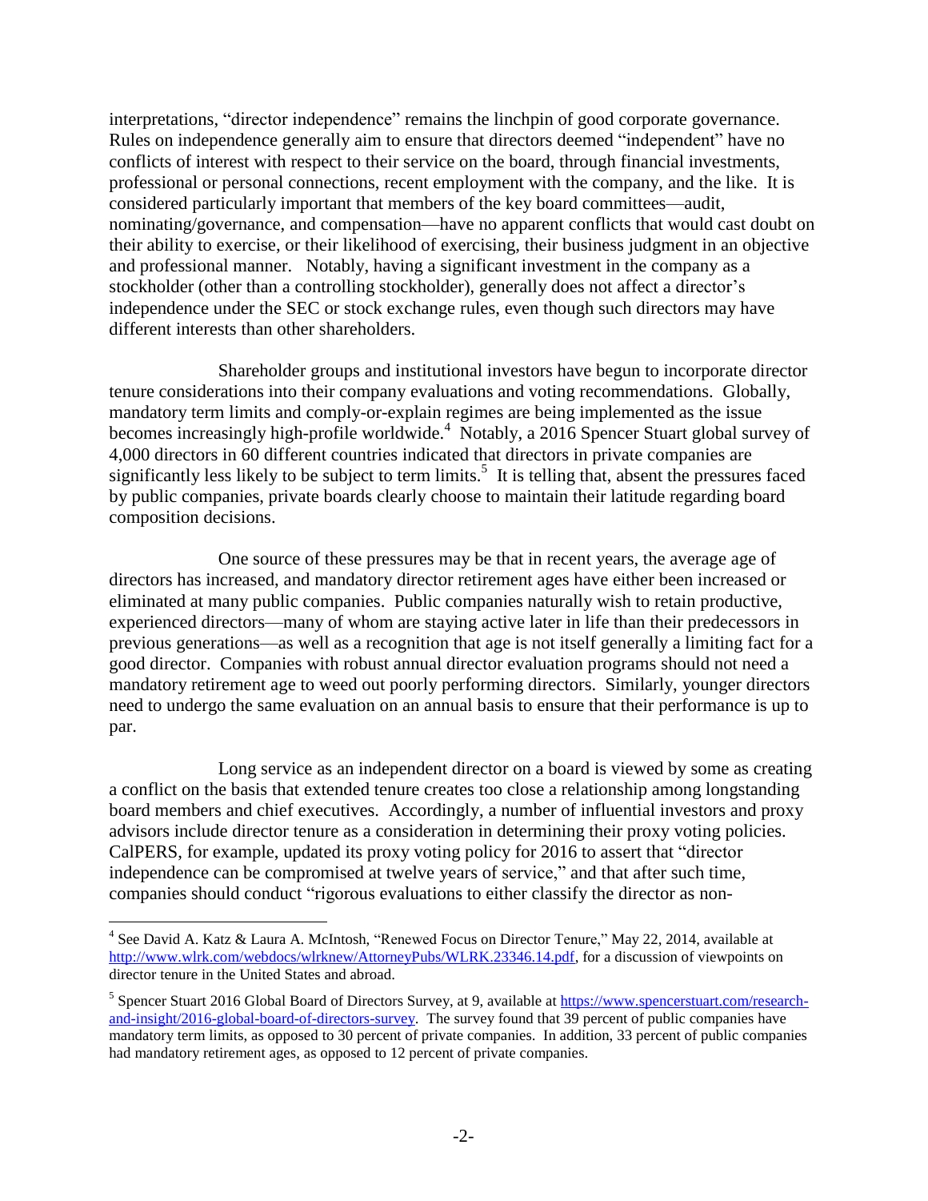interpretations, "director independence" remains the linchpin of good corporate governance. Rules on independence generally aim to ensure that directors deemed "independent" have no conflicts of interest with respect to their service on the board, through financial investments, professional or personal connections, recent employment with the company, and the like. It is considered particularly important that members of the key board committees—audit, nominating/governance, and compensation—have no apparent conflicts that would cast doubt on their ability to exercise, or their likelihood of exercising, their business judgment in an objective and professional manner. Notably, having a significant investment in the company as a stockholder (other than a controlling stockholder), generally does not affect a director's independence under the SEC or stock exchange rules, even though such directors may have different interests than other shareholders.

Shareholder groups and institutional investors have begun to incorporate director tenure considerations into their company evaluations and voting recommendations. Globally, mandatory term limits and comply-or-explain regimes are being implemented as the issue becomes increasingly high-profile worldwide.[4] Notably, a 2016 Spencer Stuart global survey of 4,000 directors in 60 different countries indicated that directors in private companies are significantly less likely to be subject to term limits.[5] It is telling that, absent the pressures faced by public companies, private boards clearly choose to maintain their latitude regarding board composition decisions.

One source of these pressures may be that in recent years, the average age of directors has increased, and mandatory director retirement ages have either been increased or eliminated at many public companies. Public companies naturally wish to retain productive, experienced directors—many of whom are staying active later in life than their predecessors in previous generations—as well as a recognition that age is not itself generally a limiting fact for a good director. Companies with robust annual director evaluation programs should not need a mandatory retirement age to weed out poorly performing directors. Similarly, younger directors need to undergo the same evaluation on an annual basis to ensure that their performance is up to par.

Long service as an independent director on a board is viewed by some as creating a conflict on the basis that extended tenure creates too close a relationship among longstanding board members and chief executives. Accordingly, a number of influential investors and proxy advisors include director tenure as a consideration in determining their proxy voting policies. CalPERS, for example, updated its proxy voting policy for 2016 to assert that "director independence can be compromised at twelve years of service," and that after such time, companies should conduct "rigorous evaluations to either classify the director as non-

---

[4] See David A. Katz & Laura A. McIntosh, "Renewed Focus on Director Tenure," May 22, 2014, available at http://www.wlrk.com/webdocs/wlrknew/AttorneyPubs/WLRK.23346.14.pdf, for a discussion of viewpoints on director tenure in the United States and abroad.

[5] Spencer Stuart 2016 Global Board of Directors Survey, at 9, available at https://www.spencerstuart.com/research-and-insight/2016-global-board-of-directors-survey. The survey found that 39 percent of public companies have mandatory term limits, as opposed to 30 percent of private companies. In addition, 33 percent of public companies had mandatory retirement ages, as opposed to 12 percent of private companies.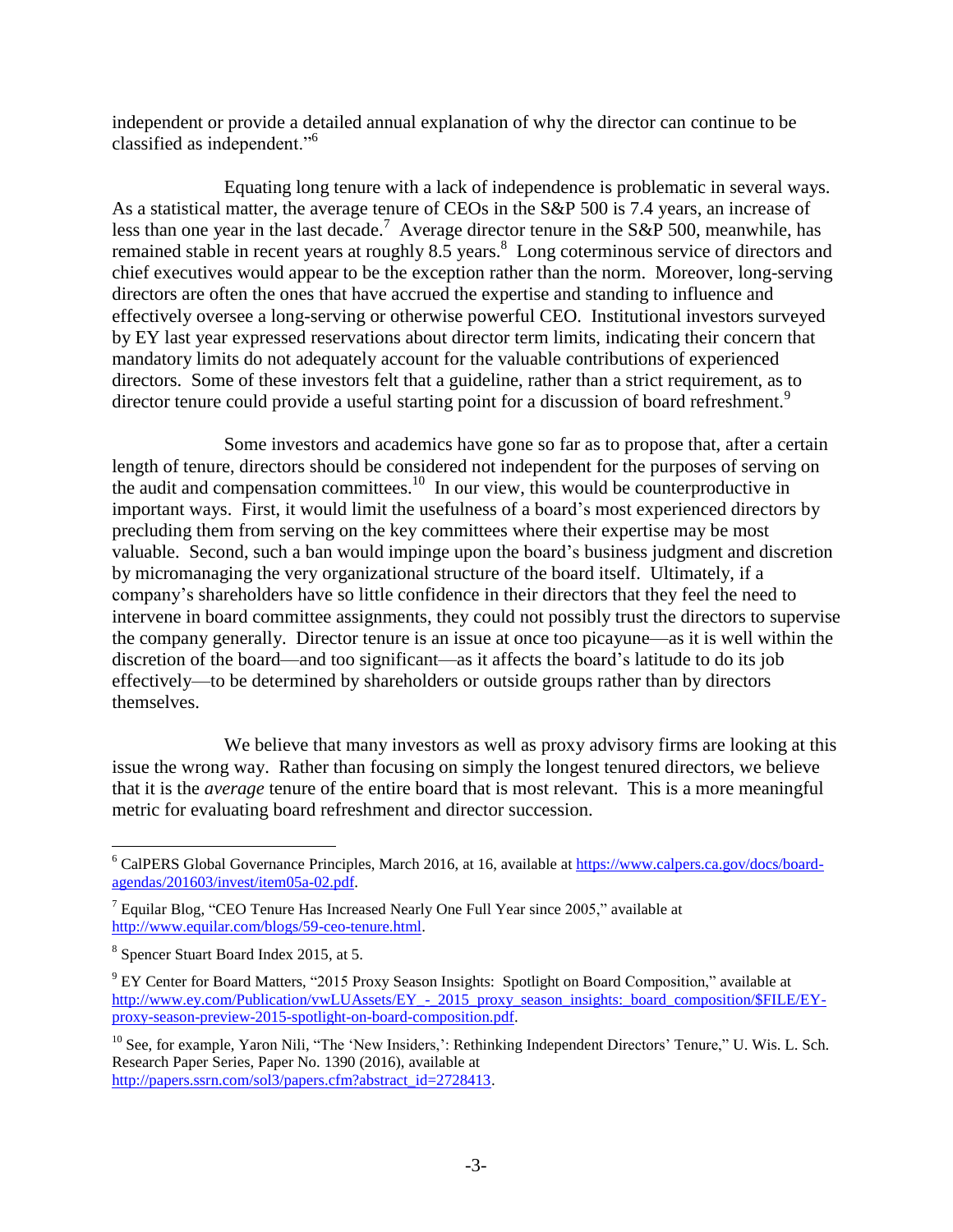independent or provide a detailed annual explanation of why the director can continue to be classified as independent."[6]

Equating long tenure with a lack of independence is problematic in several ways. As a statistical matter, the average tenure of CEOs in the S&P 500 is 7.4 years, an increase of less than one year in the last decade.[7] Average director tenure in the S&P 500, meanwhile, has remained stable in recent years at roughly 8.5 years.[8] Long coterminous service of directors and chief executives would appear to be the exception rather than the norm. Moreover, long-serving directors are often the ones that have accrued the expertise and standing to influence and effectively oversee a long-serving or otherwise powerful CEO. Institutional investors surveyed by EY last year expressed reservations about director term limits, indicating their concern that mandatory limits do not adequately account for the valuable contributions of experienced directors. Some of these investors felt that a guideline, rather than a strict requirement, as to director tenure could provide a useful starting point for a discussion of board refreshment.[9]

Some investors and academics have gone so far as to propose that, after a certain length of tenure, directors should be considered not independent for the purposes of serving on the audit and compensation committees.[10] In our view, this would be counterproductive in important ways. First, it would limit the usefulness of a board's most experienced directors by precluding them from serving on the key committees where their expertise may be most valuable. Second, such a ban would impinge upon the board's business judgment and discretion by micromanaging the very organizational structure of the board itself. Ultimately, if a company's shareholders have so little confidence in their directors that they feel the need to intervene in board committee assignments, they could not possibly trust the directors to supervise the company generally. Director tenure is an issue at once too picayune—as it is well within the discretion of the board—and too significant—as it affects the board's latitude to do its job effectively—to be determined by shareholders or outside groups rather than by directors themselves.

We believe that many investors as well as proxy advisory firms are looking at this issue the wrong way. Rather than focusing on simply the longest tenured directors, we believe that it is the *average* tenure of the entire board that is most relevant. This is a more meaningful metric for evaluating board refreshment and director succession.

---

[6] CalPERS Global Governance Principles, March 2016, at 16, available at https://www.calpers.ca.gov/docs/board-agendas/201603/invest/item05a-02.pdf.

[7] Equilar Blog, "CEO Tenure Has Increased Nearly One Full Year since 2005," available at http://www.equilar.com/blogs/59-ceo-tenure.html.

[8] Spencer Stuart Board Index 2015, at 5.

[9] EY Center for Board Matters, "2015 Proxy Season Insights: Spotlight on Board Composition," available at http://www.ey.com/Publication/vwLUAssets/EY_-_2015_proxy_season_insights:_board_composition/$FILE/EY-proxy-season-preview-2015-spotlight-on-board-composition.pdf.

[10] See, for example, Yaron Nili, "The 'New Insiders,': Rethinking Independent Directors' Tenure," U. Wis. L. Sch. Research Paper Series, Paper No. 1390 (2016), available at http://papers.ssrn.com/sol3/papers.cfm?abstract_id=2728413.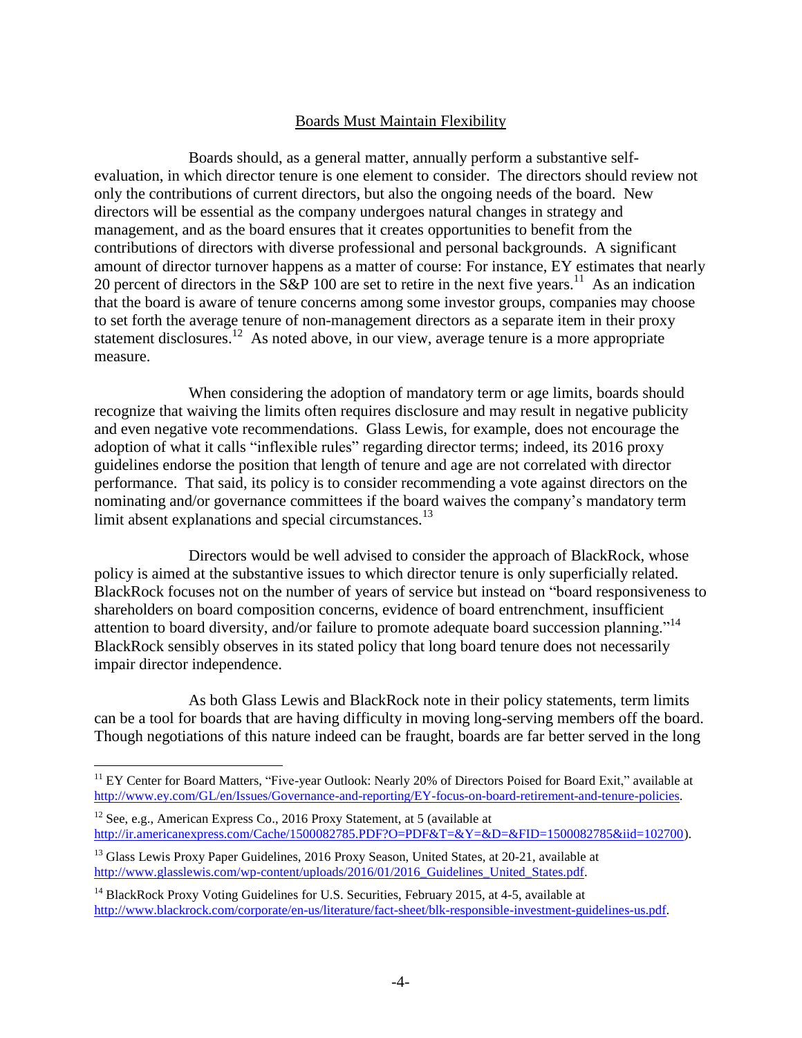## Boards Must Maintain Flexibility

Boards should, as a general matter, annually perform a substantive self-evaluation, in which director tenure is one element to consider. The directors should review not only the contributions of current directors, but also the ongoing needs of the board. New directors will be essential as the company undergoes natural changes in strategy and management, and as the board ensures that it creates opportunities to benefit from the contributions of directors with diverse professional and personal backgrounds. A significant amount of director turnover happens as a matter of course: For instance, EY estimates that nearly 20 percent of directors in the S&P 100 are set to retire in the next five years.[11] As an indication that the board is aware of tenure concerns among some investor groups, companies may choose to set forth the average tenure of non-management directors as a separate item in their proxy statement disclosures.[12] As noted above, in our view, average tenure is a more appropriate measure.

When considering the adoption of mandatory term or age limits, boards should recognize that waiving the limits often requires disclosure and may result in negative publicity and even negative vote recommendations. Glass Lewis, for example, does not encourage the adoption of what it calls "inflexible rules" regarding director terms; indeed, its 2016 proxy guidelines endorse the position that length of tenure and age are not correlated with director performance. That said, its policy is to consider recommending a vote against directors on the nominating and/or governance committees if the board waives the company's mandatory term limit absent explanations and special circumstances.[13]

Directors would be well advised to consider the approach of BlackRock, whose policy is aimed at the substantive issues to which director tenure is only superficially related. BlackRock focuses not on the number of years of service but instead on "board responsiveness to shareholders on board composition concerns, evidence of board entrenchment, insufficient attention to board diversity, and/or failure to promote adequate board succession planning."[14] BlackRock sensibly observes in its stated policy that long board tenure does not necessarily impair director independence.

As both Glass Lewis and BlackRock note in their policy statements, term limits can be a tool for boards that are having difficulty in moving long-serving members off the board. Though negotiations of this nature indeed can be fraught, boards are far better served in the long

---

[11] EY Center for Board Matters, "Five-year Outlook: Nearly 20% of Directors Poised for Board Exit," available at http://www.ey.com/GL/en/Issues/Governance-and-reporting/EY-focus-on-board-retirement-and-tenure-policies.

[12] See, e.g., American Express Co., 2016 Proxy Statement, at 5 (available at http://ir.americanexpress.com/Cache/1500082785.PDF?O=PDF&T=&Y=&D=&FID=1500082785&iid=102700).

[13] Glass Lewis Proxy Paper Guidelines, 2016 Proxy Season, United States, at 20-21, available at http://www.glasslewis.com/wp-content/uploads/2016/01/2016_Guidelines_United_States.pdf.

[14] BlackRock Proxy Voting Guidelines for U.S. Securities, February 2015, at 4-5, available at http://www.blackrock.com/corporate/en-us/literature/fact-sheet/blk-responsible-investment-guidelines-us.pdf.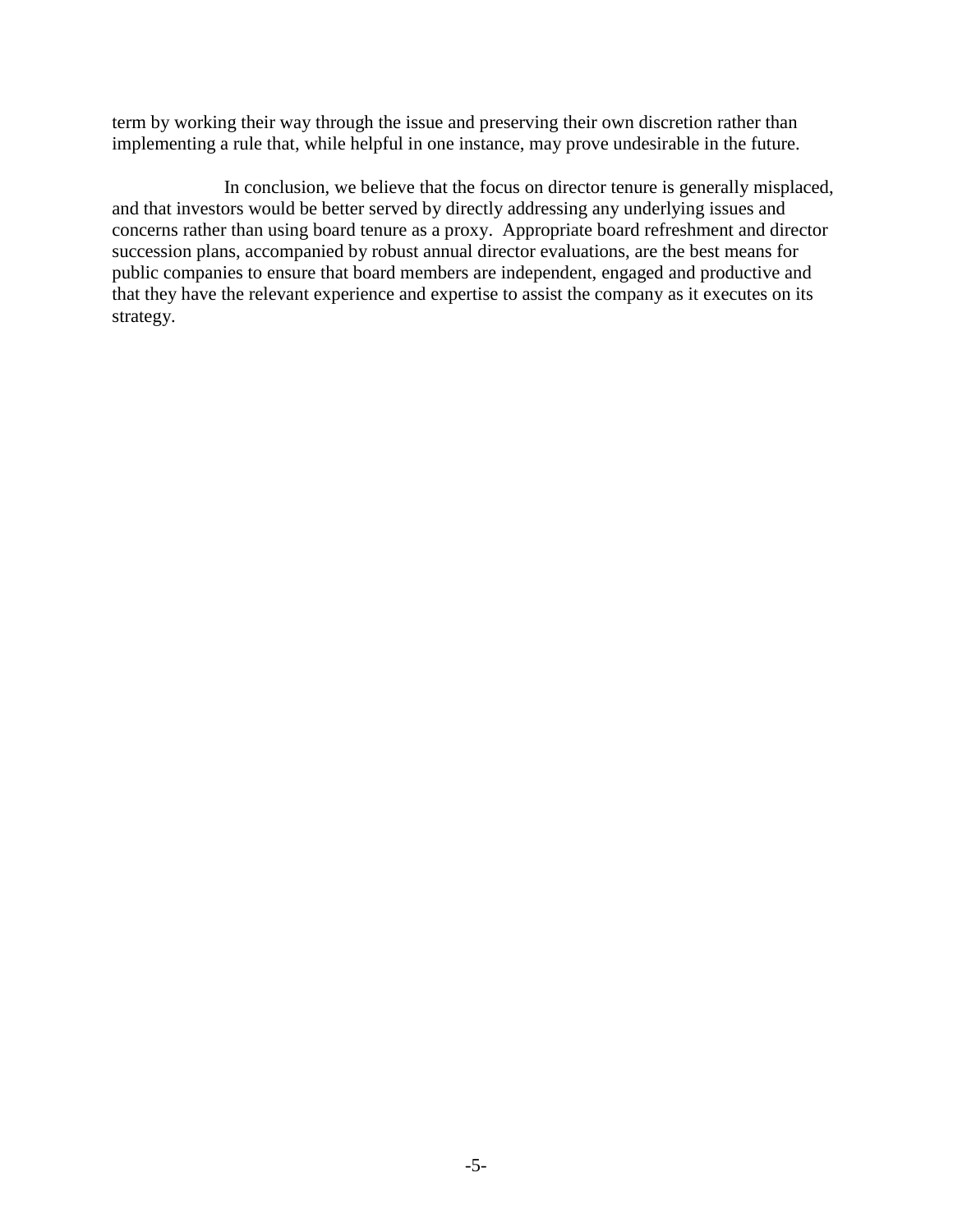term by working their way through the issue and preserving their own discretion rather than implementing a rule that, while helpful in one instance, may prove undesirable in the future.

In conclusion, we believe that the focus on director tenure is generally misplaced, and that investors would be better served by directly addressing any underlying issues and concerns rather than using board tenure as a proxy. Appropriate board refreshment and director succession plans, accompanied by robust annual director evaluations, are the best means for public companies to ensure that board members are independent, engaged and productive and that they have the relevant experience and expertise to assist the company as it executes on its strategy.